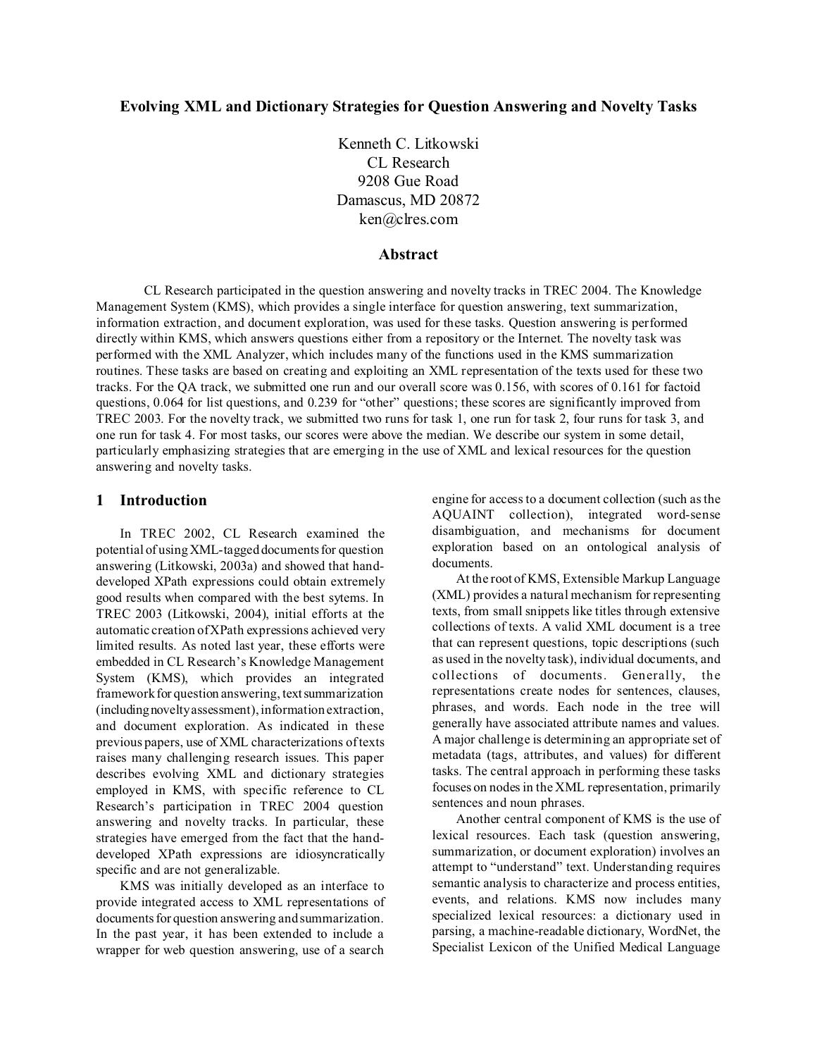# Evolving XML and Dictionary Strategies for Question Answering and Novelty Tasks

Kenneth C. Litkowski
CL Research
9208 Gue Road
Damascus, MD 20872
ken@clres.com

## Abstract

CL Research participated in the question answering and novelty tracks in TREC 2004. The Knowledge Management System (KMS), which provides a single interface for question answering, text summarization, information extraction, and document exploration, was used for these tasks. Question answering is performed directly within KMS, which answers questions either from a repository or the Internet. The novelty task was performed with the XML Analyzer, which includes many of the functions used in the KMS summarization routines. These tasks are based on creating and exploiting an XML representation of the texts used for these two tracks. For the QA track, we submitted one run and our overall score was 0.156, with scores of 0.161 for factoid questions, 0.064 for list questions, and 0.239 for "other" questions; these scores are significantly improved from TREC 2003. For the novelty track, we submitted two runs for task 1, one run for task 2, four runs for task 3, and one run for task 4. For most tasks, our scores were above the median. We describe our system in some detail, particularly emphasizing strategies that are emerging in the use of XML and lexical resources for the question answering and novelty tasks.

## 1 Introduction

In TREC 2002, CL Research examined the potential of using XML-tagged documents for question answering (Litkowski, 2003a) and showed that hand-developed XPath expressions could obtain extremely good results when compared with the best sytems. In TREC 2003 (Litkowski, 2004), initial efforts at the automatic creation of XPath expressions achieved very limited results. As noted last year, these efforts were embedded in CL Research's Knowledge Management System (KMS), which provides an integrated framework for question answering, text summarization (including novelty assessment), information extraction, and document exploration. As indicated in these previous papers, use of XML characterizations of texts raises many challenging research issues. This paper describes evolving XML and dictionary strategies employed in KMS, with specific reference to CL Research's participation in TREC 2004 question answering and novelty tracks. In particular, these strategies have emerged from the fact that the hand-developed XPath expressions are idiosyncratically specific and are not generalizable.

KMS was initially developed as an interface to provide integrated access to XML representations of documents for question answering and summarization. In the past year, it has been extended to include a wrapper for web question answering, use of a search engine for access to a document collection (such as the AQUAINT collection), integrated word-sense disambiguation, and mechanisms for document exploration based on an ontological analysis of documents.

At the root of KMS, Extensible Markup Language (XML) provides a natural mechanism for representing texts, from small snippets like titles through extensive collections of texts. A valid XML document is a tree that can represent questions, topic descriptions (such as used in the novelty task), individual documents, and collections of documents. Generally, the representations create nodes for sentences, clauses, phrases, and words. Each node in the tree will generally have associated attribute names and values. A major challenge is determining an appropriate set of metadata (tags, attributes, and values) for different tasks. The central approach in performing these tasks focuses on nodes in the XML representation, primarily sentences and noun phrases.

Another central component of KMS is the use of lexical resources. Each task (question answering, summarization, or document exploration) involves an attempt to "understand" text. Understanding requires semantic analysis to characterize and process entities, events, and relations. KMS now includes many specialized lexical resources: a dictionary used in parsing, a machine-readable dictionary, WordNet, the Specialist Lexicon of the Unified Medical Language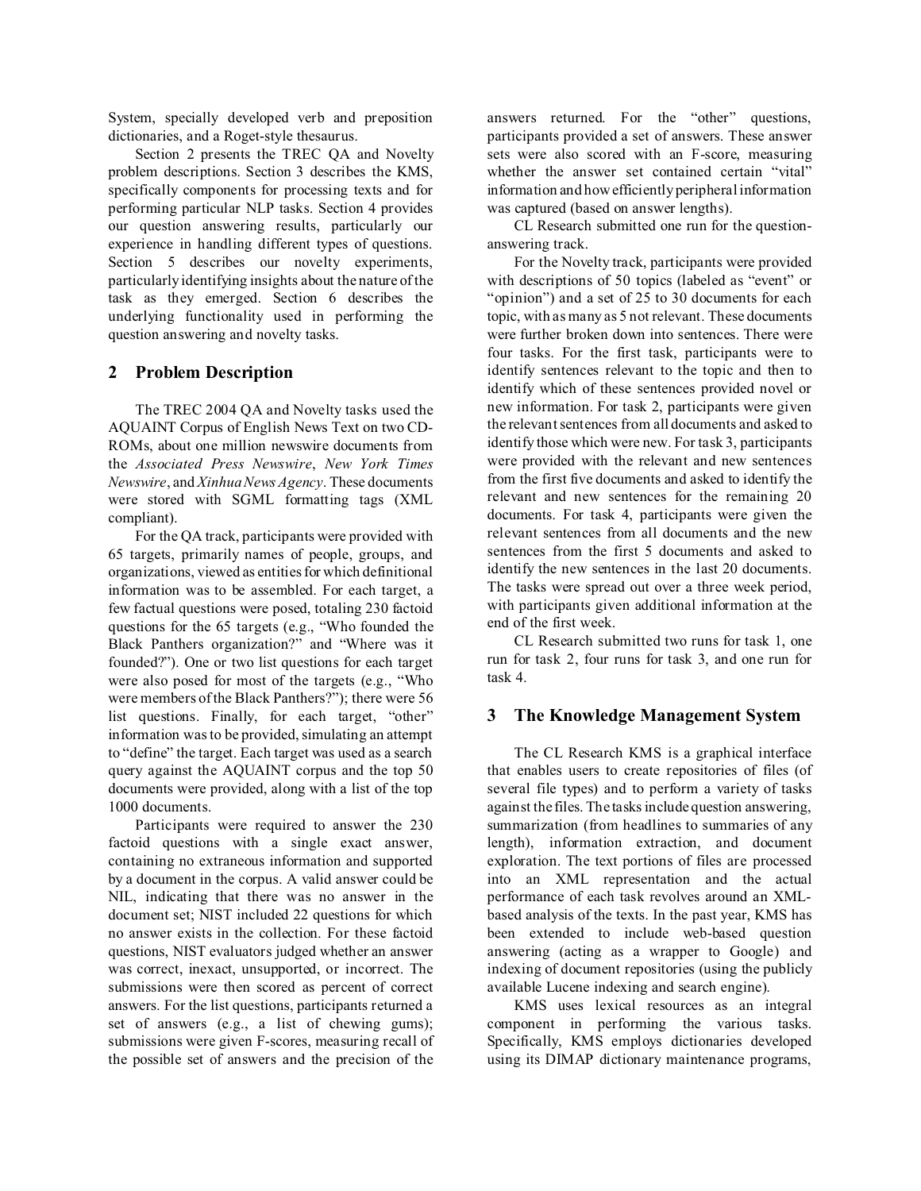System, specially developed verb and preposition dictionaries, and a Roget-style thesaurus.

Section 2 presents the TREC QA and Novelty problem descriptions. Section 3 describes the KMS, specifically components for processing texts and for performing particular NLP tasks. Section 4 provides our question answering results, particularly our experience in handling different types of questions. Section 5 describes our novelty experiments, particularly identifying insights about the nature of the task as they emerged. Section 6 describes the underlying functionality used in performing the question answering and novelty tasks.

## 2 Problem Description

The TREC 2004 QA and Novelty tasks used the AQUAINT Corpus of English News Text on two CD-ROMs, about one million newswire documents from the *Associated Press Newswire*, *New York Times Newswire*, and *Xinhua News Agency*. These documents were stored with SGML formatting tags (XML compliant).

For the QA track, participants were provided with 65 targets, primarily names of people, groups, and organizations, viewed as entities for which definitional information was to be assembled. For each target, a few factual questions were posed, totaling 230 factoid questions for the 65 targets (e.g., "Who founded the Black Panthers organization?" and "Where was it founded?"). One or two list questions for each target were also posed for most of the targets (e.g., "Who were members of the Black Panthers?"); there were 56 list questions. Finally, for each target, "other" information was to be provided, simulating an attempt to "define" the target. Each target was used as a search query against the AQUAINT corpus and the top 50 documents were provided, along with a list of the top 1000 documents.

Participants were required to answer the 230 factoid questions with a single exact answer, containing no extraneous information and supported by a document in the corpus. A valid answer could be NIL, indicating that there was no answer in the document set; NIST included 22 questions for which no answer exists in the collection. For these factoid questions, NIST evaluators judged whether an answer was correct, inexact, unsupported, or incorrect. The submissions were then scored as percent of correct answers. For the list questions, participants returned a set of answers (e.g., a list of chewing gums); submissions were given F-scores, measuring recall of the possible set of answers and the precision of the answers returned. For the "other" questions, participants provided a set of answers. These answer sets were also scored with an F-score, measuring whether the answer set contained certain "vital" information and how efficiently peripheral information was captured (based on answer lengths).

CL Research submitted one run for the question-answering track.

For the Novelty track, participants were provided with descriptions of 50 topics (labeled as "event" or "opinion") and a set of 25 to 30 documents for each topic, with as many as 5 not relevant. These documents were further broken down into sentences. There were four tasks. For the first task, participants were to identify sentences relevant to the topic and then to identify which of these sentences provided novel or new information. For task 2, participants were given the relevant sentences from all documents and asked to identify those which were new. For task 3, participants were provided with the relevant and new sentences from the first five documents and asked to identify the relevant and new sentences for the remaining 20 documents. For task 4, participants were given the relevant sentences from all documents and the new sentences from the first 5 documents and asked to identify the new sentences in the last 20 documents. The tasks were spread out over a three week period, with participants given additional information at the end of the first week.

CL Research submitted two runs for task 1, one run for task 2, four runs for task 3, and one run for task 4.

## 3 The Knowledge Management System

The CL Research KMS is a graphical interface that enables users to create repositories of files (of several file types) and to perform a variety of tasks against the files. The tasks include question answering, summarization (from headlines to summaries of any length), information extraction, and document exploration. The text portions of files are processed into an XML representation and the actual performance of each task revolves around an XML-based analysis of the texts. In the past year, KMS has been extended to include web-based question answering (acting as a wrapper to Google) and indexing of document repositories (using the publicly available Lucene indexing and search engine).

KMS uses lexical resources as an integral component in performing the various tasks. Specifically, KMS employs dictionaries developed using its DIMAP dictionary maintenance programs,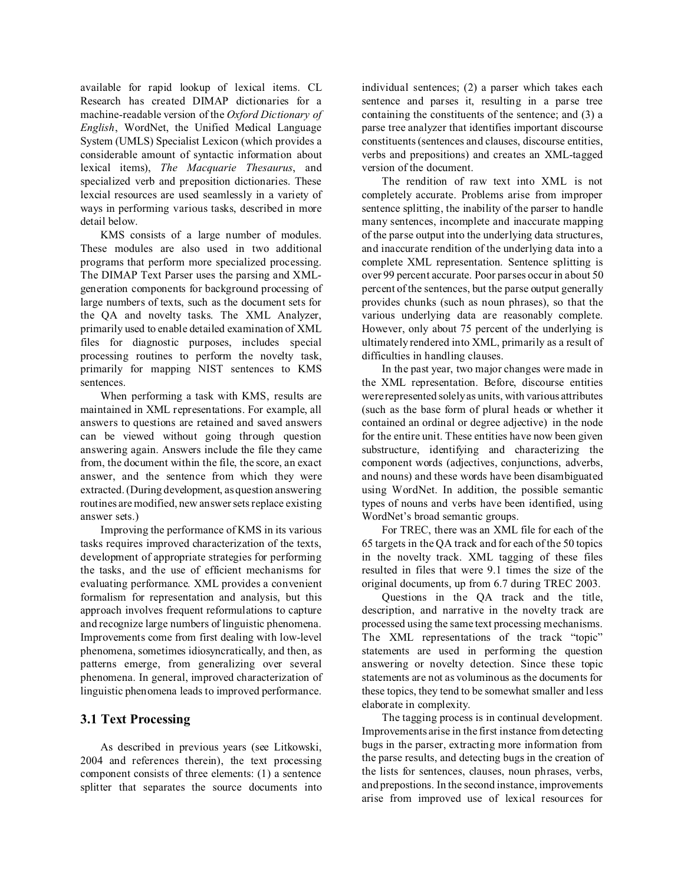available for rapid lookup of lexical items. CL Research has created DIMAP dictionaries for a machine-readable version of the *Oxford Dictionary of English*, WordNet, the Unified Medical Language System (UMLS) Specialist Lexicon (which provides a considerable amount of syntactic information about lexical items), *The Macquarie Thesaurus*, and specialized verb and preposition dictionaries. These lexcial resources are used seamlessly in a variety of ways in performing various tasks, described in more detail below.

KMS consists of a large number of modules. These modules are also used in two additional programs that perform more specialized processing. The DIMAP Text Parser uses the parsing and XML-generation components for background processing of large numbers of texts, such as the document sets for the QA and novelty tasks. The XML Analyzer, primarily used to enable detailed examination of XML files for diagnostic purposes, includes special processing routines to perform the novelty task, primarily for mapping NIST sentences to KMS sentences.

When performing a task with KMS, results are maintained in XML representations. For example, all answers to questions are retained and saved answers can be viewed without going through question answering again. Answers include the file they came from, the document within the file, the score, an exact answer, and the sentence from which they were extracted. (During development, as question answering routines are modified, new answer sets replace existing answer sets.)

Improving the performance of KMS in its various tasks requires improved characterization of the texts, development of appropriate strategies for performing the tasks, and the use of efficient mechanisms for evaluating performance. XML provides a convenient formalism for representation and analysis, but this approach involves frequent reformulations to capture and recognize large numbers of linguistic phenomena. Improvements come from first dealing with low-level phenomena, sometimes idiosyncratically, and then, as patterns emerge, from generalizing over several phenomena. In general, improved characterization of linguistic phenomena leads to improved performance.

## 3.1 Text Processing

As described in previous years (see Litkowski, 2004 and references therein), the text processing component consists of three elements: (1) a sentence splitter that separates the source documents into individual sentences; (2) a parser which takes each sentence and parses it, resulting in a parse tree containing the constituents of the sentence; and (3) a parse tree analyzer that identifies important discourse constituents (sentences and clauses, discourse entities, verbs and prepositions) and creates an XML-tagged version of the document.

The rendition of raw text into XML is not completely accurate. Problems arise from improper sentence splitting, the inability of the parser to handle many sentences, incomplete and inaccurate mapping of the parse output into the underlying data structures, and inaccurate rendition of the underlying data into a complete XML representation. Sentence splitting is over 99 percent accurate. Poor parses occur in about 50 percent of the sentences, but the parse output generally provides chunks (such as noun phrases), so that the various underlying data are reasonably complete. However, only about 75 percent of the underlying is ultimately rendered into XML, primarily as a result of difficulties in handling clauses.

In the past year, two major changes were made in the XML representation. Before, discourse entities were represented solely as units, with various attributes (such as the base form of plural heads or whether it contained an ordinal or degree adjective) in the node for the entire unit. These entities have now been given substructure, identifying and characterizing the component words (adjectives, conjunctions, adverbs, and nouns) and these words have been disambiguated using WordNet. In addition, the possible semantic types of nouns and verbs have been identified, using WordNet's broad semantic groups.

For TREC, there was an XML file for each of the 65 targets in the QA track and for each of the 50 topics in the novelty track. XML tagging of these files resulted in files that were 9.1 times the size of the original documents, up from 6.7 during TREC 2003.

Questions in the QA track and the title, description, and narrative in the novelty track are processed using the same text processing mechanisms. The XML representations of the track "topic" statements are used in performing the question answering or novelty detection. Since these topic statements are not as voluminous as the documents for these topics, they tend to be somewhat smaller and less elaborate in complexity.

The tagging process is in continual development. Improvements arise in the first instance from detecting bugs in the parser, extracting more information from the parse results, and detecting bugs in the creation of the lists for sentences, clauses, noun phrases, verbs, and prepostions. In the second instance, improvements arise from improved use of lexical resources for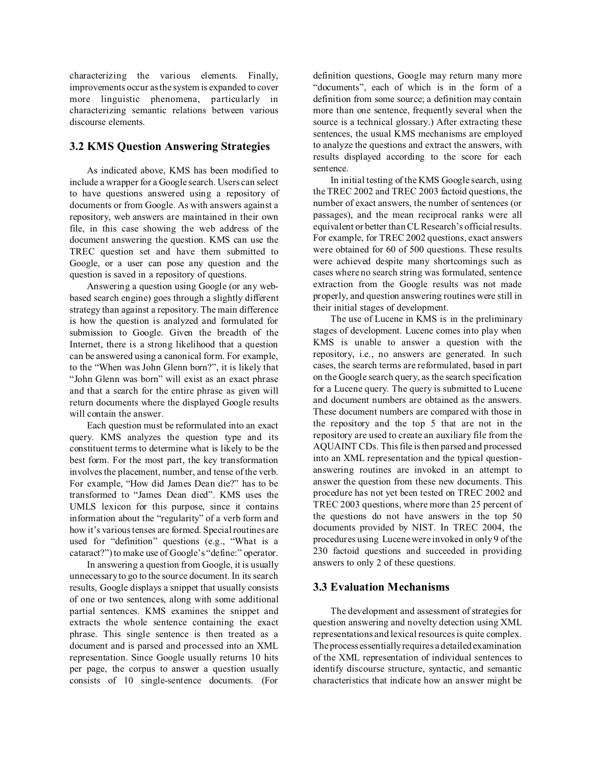characterizing the various elements. Finally, improvements occur as the system is expanded to cover more linguistic phenomena, particularly in characterizing semantic relations between various discourse elements.

### 3.2 KMS Question Answering Strategies

As indicated above, KMS has been modified to include a wrapper for a Google search. Users can select to have questions answered using a repository of documents or from Google. As with answers against a repository, web answers are maintained in their own file, in this case showing the web address of the document answering the question. KMS can use the TREC question set and have them submitted to Google, or a user can pose any question and the question is saved in a repository of questions.

Answering a question using Google (or any web-based search engine) goes through a slightly different strategy than against a repository. The main difference is how the question is analyzed and formulated for submission to Google. Given the breadth of the Internet, there is a strong likelihood that a question can be answered using a canonical form. For example, to the "When was John Glenn born?", it is likely that "John Glenn was born" will exist as an exact phrase and that a search for the entire phrase as given will return documents where the displayed Google results will contain the answer.

Each question must be reformulated into an exact query. KMS analyzes the question type and its constituent terms to determine what is likely to be the best form. For the most part, the key transformation involves the placement, number, and tense of the verb. For example, "How did James Dean die?" has to be transformed to "James Dean died". KMS uses the UMLS lexicon for this purpose, since it contains information about the "regularity" of a verb form and how it's various tenses are formed. Special routines are used for "definition" questions (e.g., "What is a cataract?") to make use of Google's "define:" operator.

In answering a question from Google, it is usually unnecessary to go to the source document. In its search results, Google displays a snippet that usually consists of one or two sentences, along with some additional partial sentences. KMS examines the snippet and extracts the whole sentence containing the exact phrase. This single sentence is then treated as a document and is parsed and processed into an XML representation. Since Google usually returns 10 hits per page, the corpus to answer a question usually consists of 10 single-sentence documents. (For definition questions, Google may return many more "documents", each of which is in the form of a definition from some source; a definition may contain more than one sentence, frequently several when the source is a technical glossary.) After extracting these sentences, the usual KMS mechanisms are employed to analyze the questions and extract the answers, with results displayed according to the score for each sentence.

In initial testing of the KMS Google search, using the TREC 2002 and TREC 2003 factoid questions, the number of exact answers, the number of sentences (or passages), and the mean reciprocal ranks were all equivalent or better than CL Research's official results. For example, for TREC 2002 questions, exact answers were obtained for 60 of 500 questions. These results were achieved despite many shortcomings such as cases where no search string was formulated, sentence extraction from the Google results was not made properly, and question answering routines were still in their initial stages of development.

The use of Lucene in KMS is in the preliminary stages of development. Lucene comes into play when KMS is unable to answer a question with the repository, i.e., no answers are generated. In such cases, the search terms are reformulated, based in part on the Google search query, as the search specification for a Lucene query. The query is submitted to Lucene and document numbers are obtained as the answers. These document numbers are compared with those in the repository and the top 5 that are not in the repository are used to create an auxiliary file from the AQUAINT CDs. This file is then parsed and processed into an XML representation and the typical question-answering routines are invoked in an attempt to answer the question from these new documents. This procedure has not yet been tested on TREC 2002 and TREC 2003 questions, where more than 25 percent of the questions do not have answers in the top 50 documents provided by NIST. In TREC 2004, the procedures using Lucene were invoked in only 9 of the 230 factoid questions and succeeded in providing answers to only 2 of these questions.

### 3.3 Evaluation Mechanisms

The development and assessment of strategies for question answering and novelty detection using XML representations and lexical resources is quite complex. The process essentially requires a detailed examination of the XML representation of individual sentences to identify discourse structure, syntactic, and semantic characteristics that indicate how an answer might be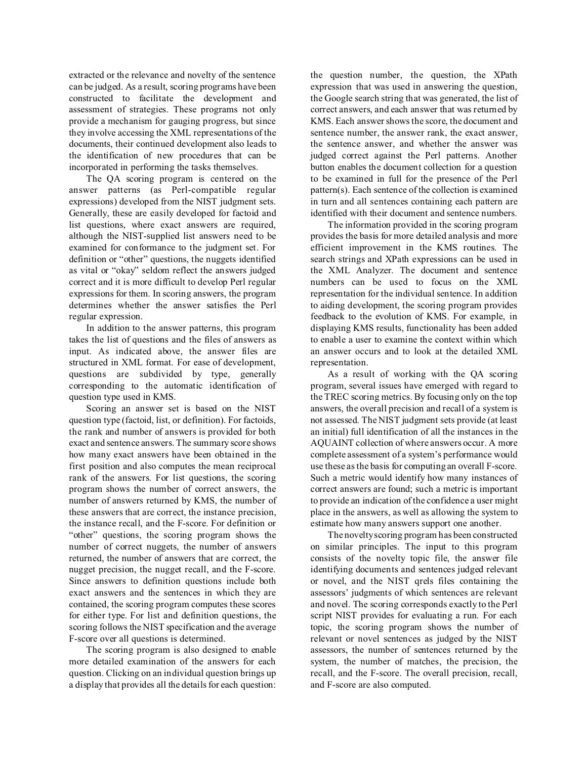extracted or the relevance and novelty of the sentence can be judged. As a result, scoring programs have been constructed to facilitate the development and assessment of strategies. These programs not only provide a mechanism for gauging progress, but since they involve accessing the XML representations of the documents, their continued development also leads to the identification of new procedures that can be incorporated in performing the tasks themselves.

The QA scoring program is centered on the answer patterns (as Perl-compatible regular expressions) developed from the NIST judgment sets. Generally, these are easily developed for factoid and list questions, where exact answers are required, although the NIST-supplied list answers need to be examined for conformance to the judgment set. For definition or "other" questions, the nuggets identified as vital or "okay" seldom reflect the answers judged correct and it is more difficult to develop Perl regular expressions for them. In scoring answers, the program determines whether the answer satisfies the Perl regular expression.

In addition to the answer patterns, this program takes the list of questions and the files of answers as input. As indicated above, the answer files are structured in XML format. For ease of development, questions are subdivided by type, generally corresponding to the automatic identification of question type used in KMS.

Scoring an answer set is based on the NIST question type (factoid, list, or definition). For factoids, the rank and number of answers is provided for both exact and sentence answers. The summary score shows how many exact answers have been obtained in the first position and also computes the mean reciprocal rank of the answers. For list questions, the scoring program shows the number of correct answers, the number of answers returned by KMS, the number of these answers that are correct, the instance precision, the instance recall, and the F-score. For definition or "other" questions, the scoring program shows the number of correct nuggets, the number of answers returned, the number of answers that are correct, the nugget precision, the nugget recall, and the F-score. Since answers to definition questions include both exact answers and the sentences in which they are contained, the scoring program computes these scores for either type. For list and definition questions, the scoring follows the NIST specification and the average F-score over all questions is determined.

The scoring program is also designed to enable more detailed examination of the answers for each question. Clicking on an individual question brings up a display that provides all the details for each question: the question number, the question, the XPath expression that was used in answering the question, the Google search string that was generated, the list of correct answers, and each answer that was returned by KMS. Each answer shows the score, the document and sentence number, the answer rank, the exact answer, the sentence answer, and whether the answer was judged correct against the Perl patterns. Another button enables the document collection for a question to be examined in full for the presence of the Perl pattern(s). Each sentence of the collection is examined in turn and all sentences containing each pattern are identified with their document and sentence numbers.

The information provided in the scoring program provides the basis for more detailed analysis and more efficient improvement in the KMS routines. The search strings and XPath expressions can be used in the XML Analyzer. The document and sentence numbers can be used to focus on the XML representation for the individual sentence. In addition to aiding development, the scoring program provides feedback to the evolution of KMS. For example, in displaying KMS results, functionality has been added to enable a user to examine the context within which an answer occurs and to look at the detailed XML representation.

As a result of working with the QA scoring program, several issues have emerged with regard to the TREC scoring metrics. By focusing only on the top answers, the overall precision and recall of a system is not assessed. The NIST judgment sets provide (at least an initial) full identification of all the instances in the AQUAINT collection of where answers occur. A more complete assessment of a system's performance would use these as the basis for computing an overall F-score. Such a metric would identify how many instances of correct answers are found; such a metric is important to provide an indication of the confidence a user might place in the answers, as well as allowing the system to estimate how many answers support one another.

The novelty scoring program has been constructed on similar principles. The input to this program consists of the novelty topic file, the answer file identifying documents and sentences judged relevant or novel, and the NIST qrels files containing the assessors' judgments of which sentences are relevant and novel. The scoring corresponds exactly to the Perl script NIST provides for evaluating a run. For each topic, the scoring program shows the number of relevant or novel sentences as judged by the NIST assessors, the number of sentences returned by the system, the number of matches, the precision, the recall, and the F-score. The overall precision, recall, and F-score are also computed.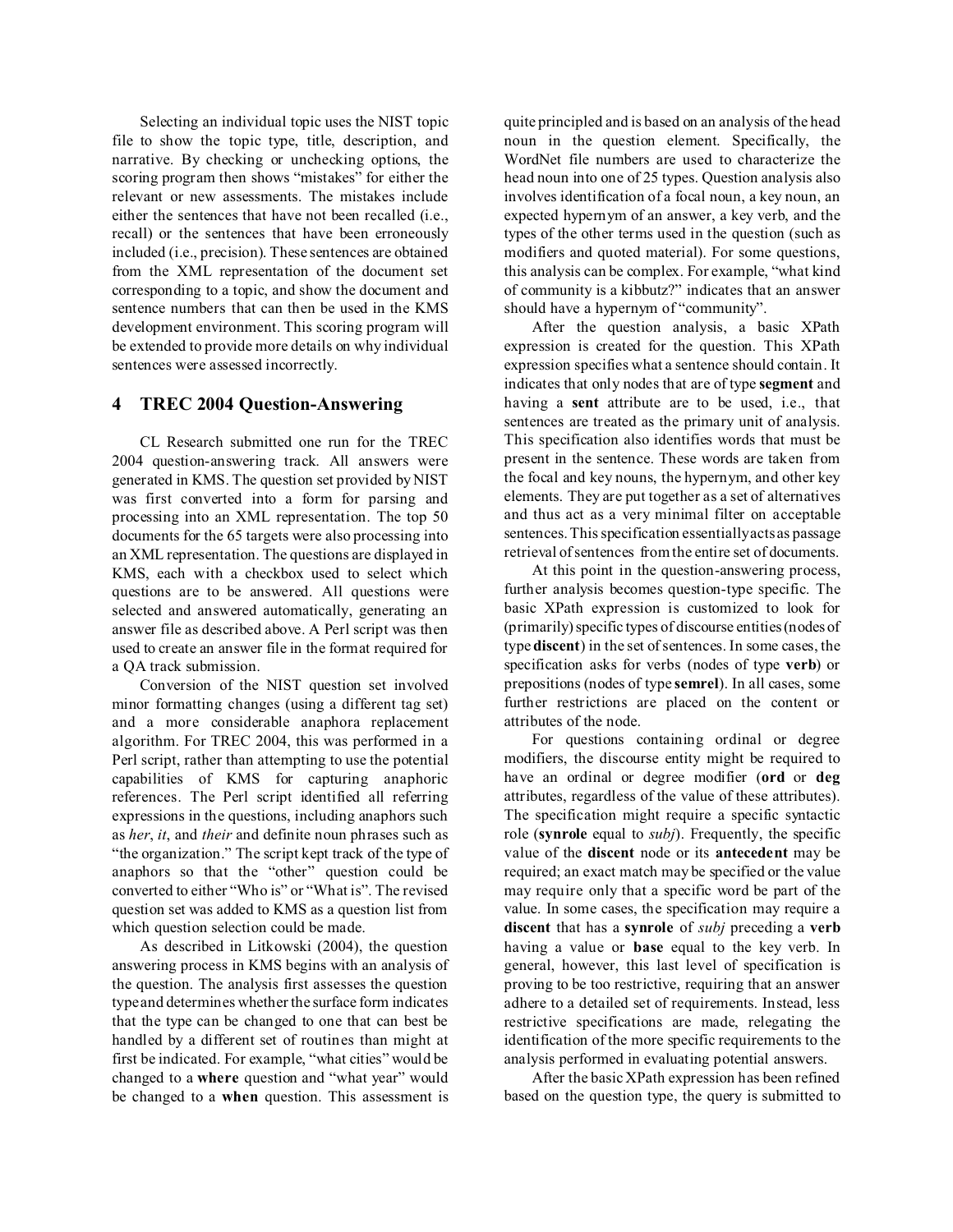Selecting an individual topic uses the NIST topic file to show the topic type, title, description, and narrative. By checking or unchecking options, the scoring program then shows "mistakes" for either the relevant or new assessments. The mistakes include either the sentences that have not been recalled (i.e., recall) or the sentences that have been erroneously included (i.e., precision). These sentences are obtained from the XML representation of the document set corresponding to a topic, and show the document and sentence numbers that can then be used in the KMS development environment. This scoring program will be extended to provide more details on why individual sentences were assessed incorrectly.

## 4 TREC 2004 Question-Answering

CL Research submitted one run for the TREC 2004 question-answering track. All answers were generated in KMS. The question set provided by NIST was first converted into a form for parsing and processing into an XML representation. The top 50 documents for the 65 targets were also processing into an XML representation. The questions are displayed in KMS, each with a checkbox used to select which questions are to be answered. All questions were selected and answered automatically, generating an answer file as described above. A Perl script was then used to create an answer file in the format required for a QA track submission.

Conversion of the NIST question set involved minor formatting changes (using a different tag set) and a more considerable anaphora replacement algorithm. For TREC 2004, this was performed in a Perl script, rather than attempting to use the potential capabilities of KMS for capturing anaphoric references. The Perl script identified all referring expressions in the questions, including anaphors such as *her*, *it*, and *their* and definite noun phrases such as "the organization." The script kept track of the type of anaphors so that the "other" question could be converted to either "Who is" or "What is". The revised question set was added to KMS as a question list from which question selection could be made.

As described in Litkowski (2004), the question answering process in KMS begins with an analysis of the question. The analysis first assesses the question type and determines whether the surface form indicates that the type can be changed to one that can best be handled by a different set of routines than might at first be indicated. For example, "what cities" would be changed to a **where** question and "what year" would be changed to a **when** question. This assessment is quite principled and is based on an analysis of the head noun in the question element. Specifically, the WordNet file numbers are used to characterize the head noun into one of 25 types. Question analysis also involves identification of a focal noun, a key noun, an expected hypernym of an answer, a key verb, and the types of the other terms used in the question (such as modifiers and quoted material). For some questions, this analysis can be complex. For example, "what kind of community is a kibbutz?" indicates that an answer should have a hypernym of "community".

After the question analysis, a basic XPath expression is created for the question. This XPath expression specifies what a sentence should contain. It indicates that only nodes that are of type **segment** and having a **sent** attribute are to be used, i.e., that sentences are treated as the primary unit of analysis. This specification also identifies words that must be present in the sentence. These words are taken from the focal and key nouns, the hypernym, and other key elements. They are put together as a set of alternatives and thus act as a very minimal filter on acceptable sentences. This specification essentially acts as passage retrieval of sentences from the entire set of documents.

At this point in the question-answering process, further analysis becomes question-type specific. The basic XPath expression is customized to look for (primarily) specific types of discourse entities (nodes of type **discent**) in the set of sentences. In some cases, the specification asks for verbs (nodes of type **verb**) or prepositions (nodes of type **semrel**). In all cases, some further restrictions are placed on the content or attributes of the node.

For questions containing ordinal or degree modifiers, the discourse entity might be required to have an ordinal or degree modifier (**ord** or **deg** attributes, regardless of the value of these attributes). The specification might require a specific syntactic role (**synrole** equal to *subj*). Frequently, the specific value of the **discent** node or its **antecedent** may be required; an exact match may be specified or the value may require only that a specific word be part of the value. In some cases, the specification may require a **discent** that has a **synrole** of *subj* preceding a **verb** having a value or **base** equal to the key verb. In general, however, this last level of specification is proving to be too restrictive, requiring that an answer adhere to a detailed set of requirements. Instead, less restrictive specifications are made, relegating the identification of the more specific requirements to the analysis performed in evaluating potential answers.

After the basic XPath expression has been refined based on the question type, the query is submitted to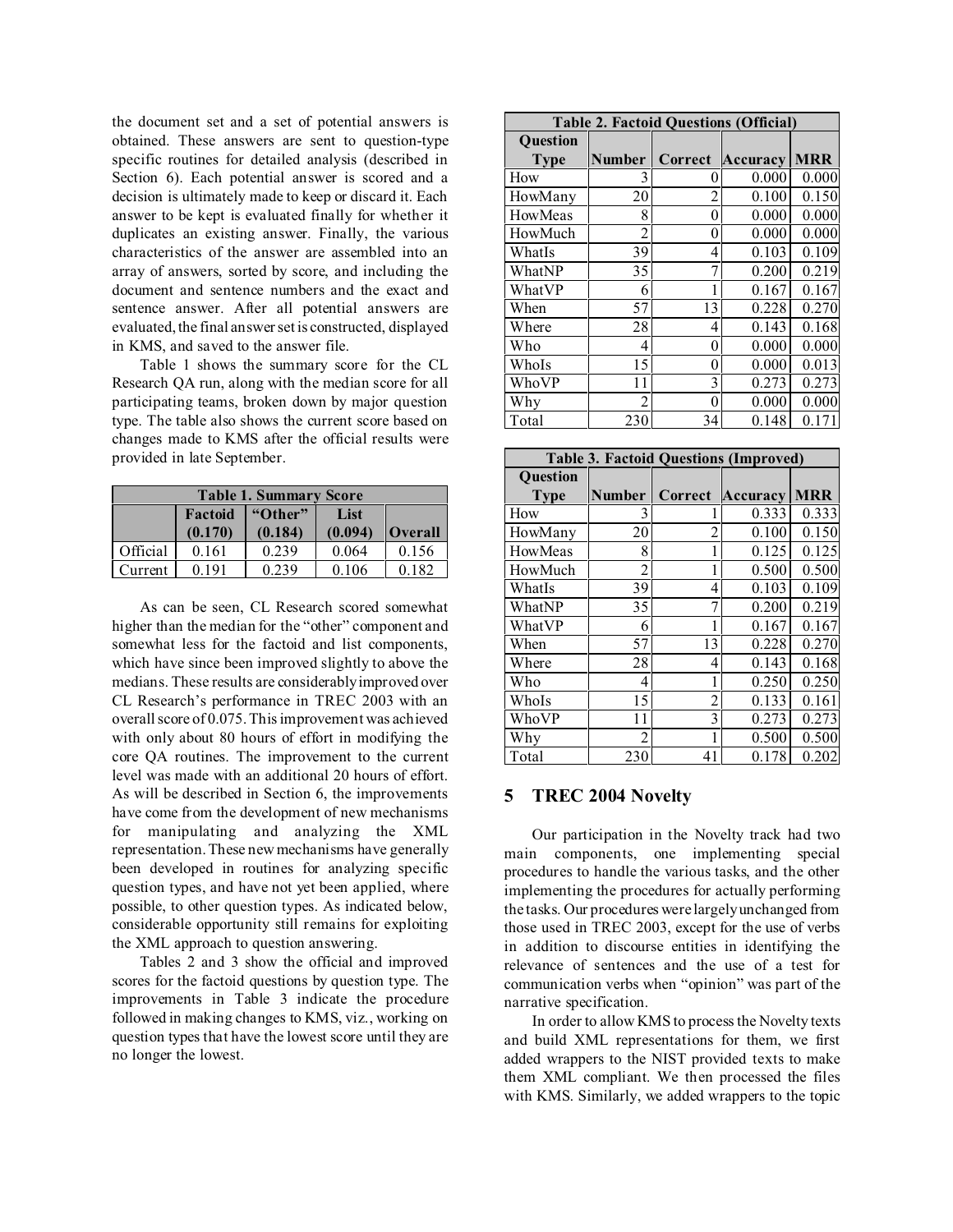the document set and a set of potential answers is obtained. These answers are sent to question-type specific routines for detailed analysis (described in Section 6). Each potential answer is scored and a decision is ultimately made to keep or discard it. Each answer to be kept is evaluated finally for whether it duplicates an existing answer. Finally, the various characteristics of the answer are assembled into an array of answers, sorted by score, and including the document and sentence numbers and the exact and sentence answer. After all potential answers are evaluated, the final answer set is constructed, displayed in KMS, and saved to the answer file.

Table 1 shows the summary score for the CL Research QA run, along with the median score for all participating teams, broken down by major question type. The table also shows the current score based on changes made to KMS after the official results were provided in late September.

**Table 1. Summary Score**

| | Factoid (0.170) | "Other" (0.184) | List (0.094) | Overall |
|---|---|---|---|---|
| Official | 0.161 | 0.239 | 0.064 | 0.156 |
| Current | 0.191 | 0.239 | 0.106 | 0.182 |

As can be seen, CL Research scored somewhat higher than the median for the "other" component and somewhat less for the factoid and list components, which have since been improved slightly to above the medians. These results are considerably improved over CL Research's performance in TREC 2003 with an overall score of 0.075. This improvement was achieved with only about 80 hours of effort in modifying the core QA routines. The improvement to the current level was made with an additional 20 hours of effort. As will be described in Section 6, the improvements have come from the development of new mechanisms for manipulating and analyzing the XML representation. These new mechanisms have generally been developed in routines for analyzing specific question types, and have not yet been applied, where possible, to other question types. As indicated below, considerable opportunity still remains for exploiting the XML approach to question answering.

Tables 2 and 3 show the official and improved scores for the factoid questions by question type. The improvements in Table 3 indicate the procedure followed in making changes to KMS, viz., working on question types that have the lowest score until they are no longer the lowest.

**Table 2. Factoid Questions (Official)**

| Question Type | Number | Correct | Accuracy | MRR |
|---|---|---|---|---|
| How | 3 | 0 | 0.000 | 0.000 |
| HowMany | 20 | 2 | 0.100 | 0.150 |
| HowMeas | 8 | 0 | 0.000 | 0.000 |
| HowMuch | 2 | 0 | 0.000 | 0.000 |
| WhatIs | 39 | 4 | 0.103 | 0.109 |
| WhatNP | 35 | 7 | 0.200 | 0.219 |
| WhatVP | 6 | 1 | 0.167 | 0.167 |
| When | 57 | 13 | 0.228 | 0.270 |
| Where | 28 | 4 | 0.143 | 0.168 |
| Who | 4 | 0 | 0.000 | 0.000 |
| WhoIs | 15 | 0 | 0.000 | 0.013 |
| WhoVP | 11 | 3 | 0.273 | 0.273 |
| Why | 2 | 0 | 0.000 | 0.000 |
| Total | 230 | 34 | 0.148 | 0.171 |

**Table 3. Factoid Questions (Improved)**

| Question Type | Number | Correct | Accuracy | MRR |
|---|---|---|---|---|
| How | 3 | 1 | 0.333 | 0.333 |
| HowMany | 20 | 2 | 0.100 | 0.150 |
| HowMeas | 8 | 1 | 0.125 | 0.125 |
| HowMuch | 2 | 1 | 0.500 | 0.500 |
| WhatIs | 39 | 4 | 0.103 | 0.109 |
| WhatNP | 35 | 7 | 0.200 | 0.219 |
| WhatVP | 6 | 1 | 0.167 | 0.167 |
| When | 57 | 13 | 0.228 | 0.270 |
| Where | 28 | 4 | 0.143 | 0.168 |
| Who | 4 | 1 | 0.250 | 0.250 |
| WhoIs | 15 | 2 | 0.133 | 0.161 |
| WhoVP | 11 | 3 | 0.273 | 0.273 |
| Why | 2 | 1 | 0.500 | 0.500 |
| Total | 230 | 41 | 0.178 | 0.202 |

## 5 TREC 2004 Novelty

Our participation in the Novelty track had two main components, one implementing special procedures to handle the various tasks, and the other implementing the procedures for actually performing the tasks. Our procedures were largely unchanged from those used in TREC 2003, except for the use of verbs in addition to discourse entities in identifying the relevance of sentences and the use of a test for communication verbs when "opinion" was part of the narrative specification.

In order to allow KMS to process the Novelty texts and build XML representations for them, we first added wrappers to the NIST provided texts to make them XML compliant. We then processed the files with KMS. Similarly, we added wrappers to the topic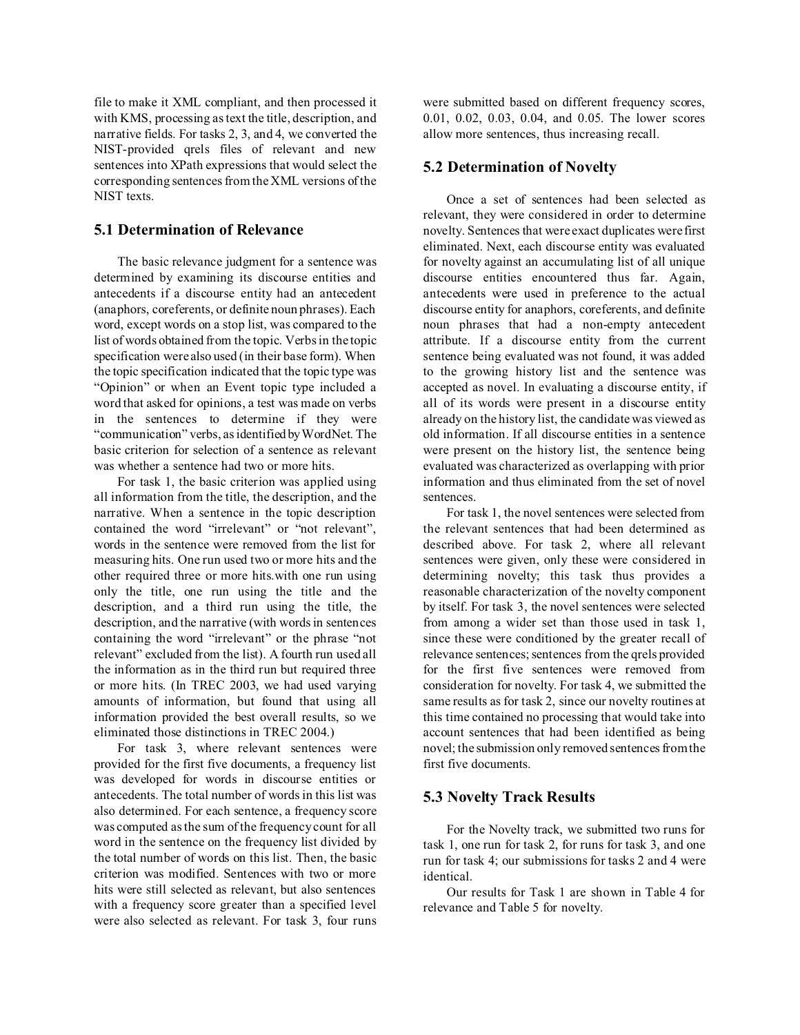file to make it XML compliant, and then processed it with KMS, processing as text the title, description, and narrative fields. For tasks 2, 3, and 4, we converted the NIST-provided qrels files of relevant and new sentences into XPath expressions that would select the corresponding sentences from the XML versions of the NIST texts.

## 5.1 Determination of Relevance

The basic relevance judgment for a sentence was determined by examining its discourse entities and antecedents if a discourse entity had an antecedent (anaphors, coreferents, or definite noun phrases). Each word, except words on a stop list, was compared to the list of words obtained from the topic. Verbs in the topic specification were also used (in their base form). When the topic specification indicated that the topic type was "Opinion" or when an Event topic type included a word that asked for opinions, a test was made on verbs in the sentences to determine if they were "communication" verbs, as identified by WordNet. The basic criterion for selection of a sentence as relevant was whether a sentence had two or more hits.

For task 1, the basic criterion was applied using all information from the title, the description, and the narrative. When a sentence in the topic description contained the word "irrelevant" or "not relevant", words in the sentence were removed from the list for measuring hits. One run used two or more hits and the other required three or more hits.with one run using only the title, one run using the title and the description, and a third run using the title, the description, and the narrative (with words in sentences containing the word "irrelevant" or the phrase "not relevant" excluded from the list). A fourth run used all the information as in the third run but required three or more hits. (In TREC 2003, we had used varying amounts of information, but found that using all information provided the best overall results, so we eliminated those distinctions in TREC 2004.)

For task 3, where relevant sentences were provided for the first five documents, a frequency list was developed for words in discourse entities or antecedents. The total number of words in this list was also determined. For each sentence, a frequency score was computed as the sum of the frequency count for all word in the sentence on the frequency list divided by the total number of words on this list. Then, the basic criterion was modified. Sentences with two or more hits were still selected as relevant, but also sentences with a frequency score greater than a specified level were also selected as relevant. For task 3, four runs were submitted based on different frequency scores, 0.01, 0.02, 0.03, 0.04, and 0.05. The lower scores allow more sentences, thus increasing recall.

## 5.2 Determination of Novelty

Once a set of sentences had been selected as relevant, they were considered in order to determine novelty. Sentences that were exact duplicates were first eliminated. Next, each discourse entity was evaluated for novelty against an accumulating list of all unique discourse entities encountered thus far. Again, antecedents were used in preference to the actual discourse entity for anaphors, coreferents, and definite noun phrases that had a non-empty antecedent attribute. If a discourse entity from the current sentence being evaluated was not found, it was added to the growing history list and the sentence was accepted as novel. In evaluating a discourse entity, if all of its words were present in a discourse entity already on the history list, the candidate was viewed as old information. If all discourse entities in a sentence were present on the history list, the sentence being evaluated was characterized as overlapping with prior information and thus eliminated from the set of novel sentences.

For task 1, the novel sentences were selected from the relevant sentences that had been determined as described above. For task 2, where all relevant sentences were given, only these were considered in determining novelty; this task thus provides a reasonable characterization of the novelty component by itself. For task 3, the novel sentences were selected from among a wider set than those used in task 1, since these were conditioned by the greater recall of relevance sentences; sentences from the qrels provided for the first five sentences were removed from consideration for novelty. For task 4, we submitted the same results as for task 2, since our novelty routines at this time contained no processing that would take into account sentences that had been identified as being novel; the submission only removed sentences from the first five documents.

## 5.3 Novelty Track Results

For the Novelty track, we submitted two runs for task 1, one run for task 2, for runs for task 3, and one run for task 4; our submissions for tasks 2 and 4 were identical.

Our results for Task 1 are shown in Table 4 for relevance and Table 5 for novelty.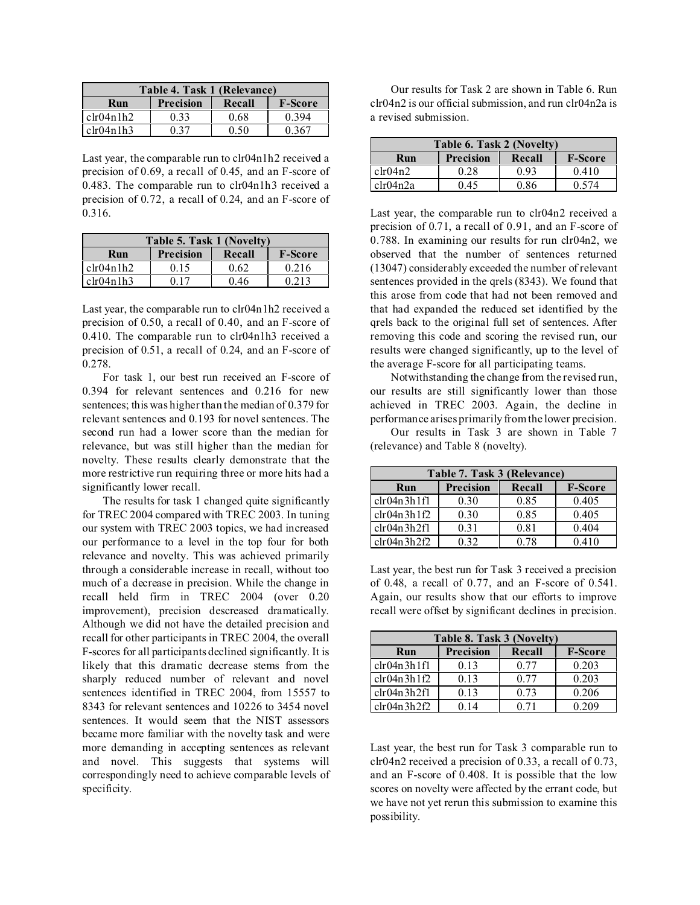| Table 4. Task 1 (Relevance) | | | |
|---|---|---|---|
| Run | Precision | Recall | F-Score |
| clr04n1h2 | 0.33 | 0.68 | 0.394 |
| clr04n1h3 | 0.37 | 0.50 | 0.367 |

Last year, the comparable run to clr04n1h2 received a precision of 0.69, a recall of 0.45, and an F-score of 0.483. The comparable run to clr04n1h3 received a precision of 0.72, a recall of 0.24, and an F-score of 0.316.

| Table 5. Task 1 (Novelty) | | | |
|---|---|---|---|
| Run | Precision | Recall | F-Score |
| clr04n1h2 | 0.15 | 0.62 | 0.216 |
| clr04n1h3 | 0.17 | 0.46 | 0.213 |

Last year, the comparable run to clr04n1h2 received a precision of 0.50, a recall of 0.40, and an F-score of 0.410. The comparable run to clr04n1h3 received a precision of 0.51, a recall of 0.24, and an F-score of 0.278.

For task 1, our best run received an F-score of 0.394 for relevant sentences and 0.216 for new sentences; this was higher than the median of 0.379 for relevant sentences and 0.193 for novel sentences. The second run had a lower score than the median for relevance, but was still higher than the median for novelty. These results clearly demonstrate that the more restrictive run requiring three or more hits had a significantly lower recall.

The results for task 1 changed quite significantly for TREC 2004 compared with TREC 2003. In tuning our system with TREC 2003 topics, we had increased our performance to a level in the top four for both relevance and novelty. This was achieved primarily through a considerable increase in recall, without too much of a decrease in precision. While the change in recall held firm in TREC 2004 (over 0.20 improvement), precision descreased dramatically. Although we did not have the detailed precision and recall for other participants in TREC 2004, the overall F-scores for all participants declined significantly. It is likely that this dramatic decrease stems from the sharply reduced number of relevant and novel sentences identified in TREC 2004, from 15557 to 8343 for relevant sentences and 10226 to 3454 novel sentences. It would seem that the NIST assessors became more familiar with the novelty task and were more demanding in accepting sentences as relevant and novel. This suggests that systems will correspondingly need to achieve comparable levels of specificity.

Our results for Task 2 are shown in Table 6. Run clr04n2 is our official submission, and run clr04n2a is a revised submission.

| Table 6. Task 2 (Novelty) | | | |
|---|---|---|---|
| Run | Precision | Recall | F-Score |
| clr04n2 | 0.28 | 0.93 | 0.410 |
| clr04n2a | 0.45 | 0.86 | 0.574 |

Last year, the comparable run to clr04n2 received a precision of 0.71, a recall of 0.91, and an F-score of 0.788. In examining our results for run clr04n2, we observed that the number of sentences returned (13047) considerably exceeded the number of relevant sentences provided in the qrels (8343). We found that this arose from code that had not been removed and that had expanded the reduced set identified by the qrels back to the original full set of sentences. After removing this code and scoring the revised run, our results were changed significantly, up to the level of the average F-score for all participating teams.

Notwithstanding the change from the revised run, our results are still significantly lower than those achieved in TREC 2003. Again, the decline in performance arises primarily from the lower precision.

Our results in Task 3 are shown in Table 7 (relevance) and Table 8 (novelty).

| Table 7. Task 3 (Relevance) | | | |
|---|---|---|---|
| Run | Precision | Recall | F-Score |
| clr04n3h1f1 | 0.30 | 0.85 | 0.405 |
| clr04n3h1f2 | 0.30 | 0.85 | 0.405 |
| clr04n3h2f1 | 0.31 | 0.81 | 0.404 |
| clr04n3h2f2 | 0.32 | 0.78 | 0.410 |

Last year, the best run for Task 3 received a precision of 0.48, a recall of 0.77, and an F-score of 0.541. Again, our results show that our efforts to improve recall were offset by significant declines in precision.

| Table 8. Task 3 (Novelty) | | | |
|---|---|---|---|
| Run | Precision | Recall | F-Score |
| clr04n3h1f1 | 0.13 | 0.77 | 0.203 |
| clr04n3h1f2 | 0.13 | 0.77 | 0.203 |
| clr04n3h2f1 | 0.13 | 0.73 | 0.206 |
| clr04n3h2f2 | 0.14 | 0.71 | 0.209 |

Last year, the best run for Task 3 comparable run to clr04n2 received a precision of 0.33, a recall of 0.73, and an F-score of 0.408. It is possible that the low scores on novelty were affected by the errant code, but we have not yet rerun this submission to examine this possibility.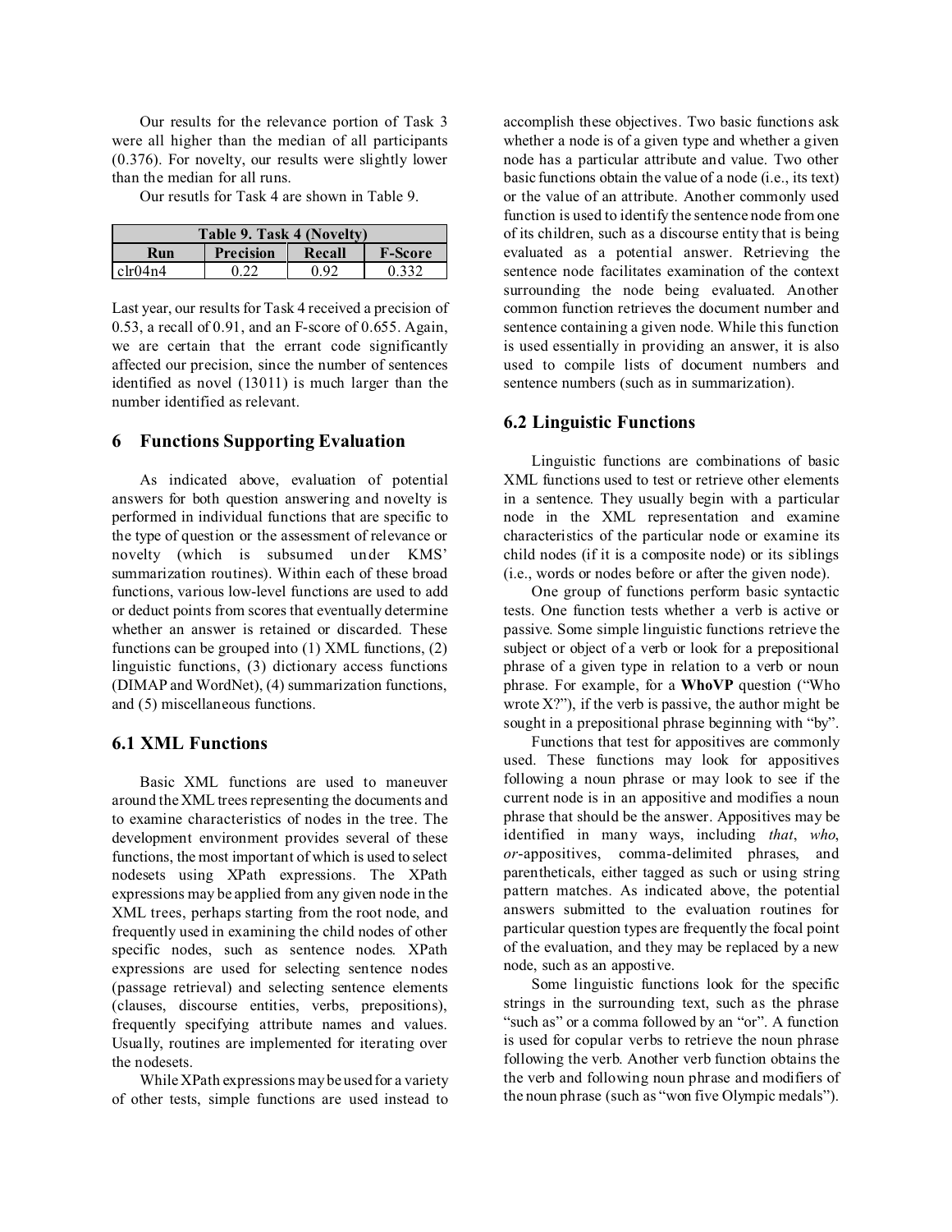Our results for the relevance portion of Task 3 were all higher than the median of all participants (0.376). For novelty, our results were slightly lower than the median for all runs.

Our resutls for Task 4 are shown in Table 9.

**Table 9. Task 4 (Novelty)**

| Run | Precision | Recall | F-Score |
|---|---|---|---|
| clr04n4 | 0.22 | 0.92 | 0.332 |

Last year, our results for Task 4 received a precision of 0.53, a recall of 0.91, and an F-score of 0.655. Again, we are certain that the errant code significantly affected our precision, since the number of sentences identified as novel (13011) is much larger than the number identified as relevant.

## 6 Functions Supporting Evaluation

As indicated above, evaluation of potential answers for both question answering and novelty is performed in individual functions that are specific to the type of question or the assessment of relevance or novelty (which is subsumed under KMS' summarization routines). Within each of these broad functions, various low-level functions are used to add or deduct points from scores that eventually determine whether an answer is retained or discarded. These functions can be grouped into (1) XML functions, (2) linguistic functions, (3) dictionary access functions (DIMAP and WordNet), (4) summarization functions, and (5) miscellaneous functions.

### 6.1 XML Functions

Basic XML functions are used to maneuver around the XML trees representing the documents and to examine characteristics of nodes in the tree. The development environment provides several of these functions, the most important of which is used to select nodesets using XPath expressions. The XPath expressions may be applied from any given node in the XML trees, perhaps starting from the root node, and frequently used in examining the child nodes of other specific nodes, such as sentence nodes. XPath expressions are used for selecting sentence nodes (passage retrieval) and selecting sentence elements (clauses, discourse entities, verbs, prepositions), frequently specifying attribute names and values. Usually, routines are implemented for iterating over the nodesets.

While XPath expressions may be used for a variety of other tests, simple functions are used instead to accomplish these objectives. Two basic functions ask whether a node is of a given type and whether a given node has a particular attribute and value. Two other basic functions obtain the value of a node (i.e., its text) or the value of an attribute. Another commonly used function is used to identify the sentence node from one of its children, such as a discourse entity that is being evaluated as a potential answer. Retrieving the sentence node facilitates examination of the context surrounding the node being evaluated. Another common function retrieves the document number and sentence containing a given node. While this function is used essentially in providing an answer, it is also used to compile lists of document numbers and sentence numbers (such as in summarization).

### 6.2 Linguistic Functions

Linguistic functions are combinations of basic XML functions used to test or retrieve other elements in a sentence. They usually begin with a particular node in the XML representation and examine characteristics of the particular node or examine its child nodes (if it is a composite node) or its siblings (i.e., words or nodes before or after the given node).

One group of functions perform basic syntactic tests. One function tests whether a verb is active or passive. Some simple linguistic functions retrieve the subject or object of a verb or look for a prepositional phrase of a given type in relation to a verb or noun phrase. For example, for a **WhoVP** question ("Who wrote X?"), if the verb is passive, the author might be sought in a prepositional phrase beginning with "by".

Functions that test for appositives are commonly used. These functions may look for appositives following a noun phrase or may look to see if the current node is in an appositive and modifies a noun phrase that should be the answer. Appositives may be identified in many ways, including *that*, *who*, *or*-appositives, comma-delimited phrases, and parentheticals, either tagged as such or using string pattern matches. As indicated above, the potential answers submitted to the evaluation routines for particular question types are frequently the focal point of the evaluation, and they may be replaced by a new node, such as an appostive.

Some linguistic functions look for the specific strings in the surrounding text, such as the phrase "such as" or a comma followed by an "or". A function is used for copular verbs to retrieve the noun phrase following the verb. Another verb function obtains the the verb and following noun phrase and modifiers of the noun phrase (such as "won five Olympic medals").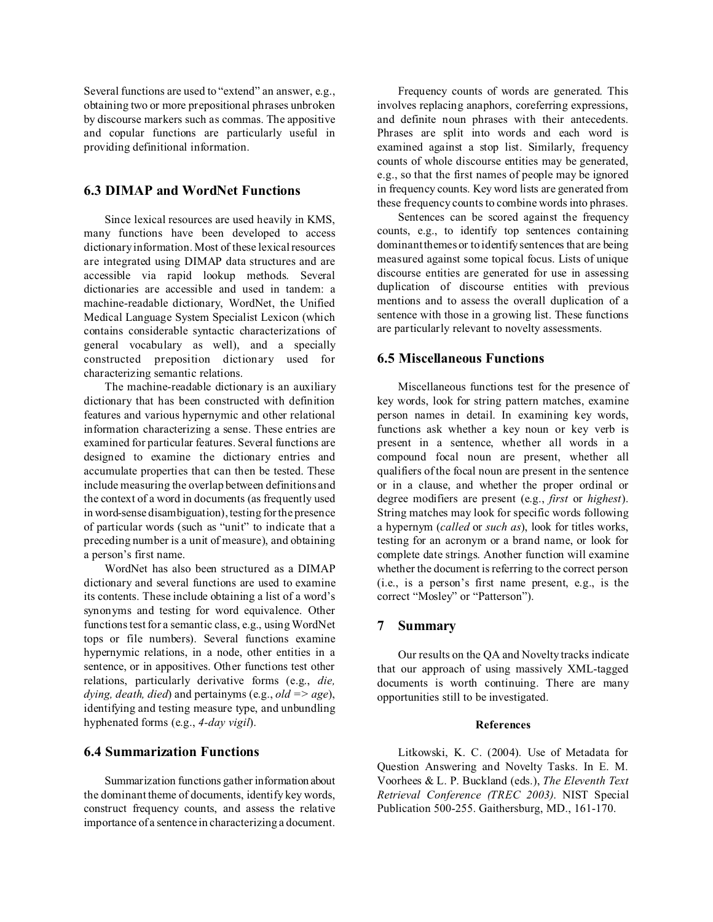Several functions are used to "extend" an answer, e.g., obtaining two or more prepositional phrases unbroken by discourse markers such as commas. The appositive and copular functions are particularly useful in providing definitional information.

## 6.3 DIMAP and WordNet Functions

Since lexical resources are used heavily in KMS, many functions have been developed to access dictionary information. Most of these lexical resources are integrated using DIMAP data structures and are accessible via rapid lookup methods. Several dictionaries are accessible and used in tandem: a machine-readable dictionary, WordNet, the Unified Medical Language System Specialist Lexicon (which contains considerable syntactic characterizations of general vocabulary as well), and a specially constructed preposition dictionary used for characterizing semantic relations.

The machine-readable dictionary is an auxiliary dictionary that has been constructed with definition features and various hypernymic and other relational information characterizing a sense. These entries are examined for particular features. Several functions are designed to examine the dictionary entries and accumulate properties that can then be tested. These include measuring the overlap between definitions and the context of a word in documents (as frequently used in word-sense disambiguation), testing for the presence of particular words (such as "unit" to indicate that a preceding number is a unit of measure), and obtaining a person's first name.

WordNet has also been structured as a DIMAP dictionary and several functions are used to examine its contents. These include obtaining a list of a word's synonyms and testing for word equivalence. Other functions test for a semantic class, e.g., using WordNet tops or file numbers). Several functions examine hypernymic relations, in a node, other entities in a sentence, or in appositives. Other functions test other relations, particularly derivative forms (e.g., *die, dying, death, died*) and pertainyms (e.g., *old => age*), identifying and testing measure type, and unbundling hyphenated forms (e.g., *4-day vigil*).

## 6.4 Summarization Functions

Summarization functions gather information about the dominant theme of documents, identify key words, construct frequency counts, and assess the relative importance of a sentence in characterizing a document.

Frequency counts of words are generated. This involves replacing anaphors, coreferring expressions, and definite noun phrases with their antecedents. Phrases are split into words and each word is examined against a stop list. Similarly, frequency counts of whole discourse entities may be generated, e.g., so that the first names of people may be ignored in frequency counts. Key word lists are generated from these frequency counts to combine words into phrases.

Sentences can be scored against the frequency counts, e.g., to identify top sentences containing dominant themes or to identify sentences that are being measured against some topical focus. Lists of unique discourse entities are generated for use in assessing duplication of discourse entities with previous mentions and to assess the overall duplication of a sentence with those in a growing list. These functions are particularly relevant to novelty assessments.

## 6.5 Miscellaneous Functions

Miscellaneous functions test for the presence of key words, look for string pattern matches, examine person names in detail. In examining key words, functions ask whether a key noun or key verb is present in a sentence, whether all words in a compound focal noun are present, whether all qualifiers of the focal noun are present in the sentence or in a clause, and whether the proper ordinal or degree modifiers are present (e.g., *first* or *highest*). String matches may look for specific words following a hypernym (*called* or *such as*), look for titles works, testing for an acronym or a brand name, or look for complete date strings. Another function will examine whether the document is referring to the correct person (i.e., is a person's first name present, e.g., is the correct "Mosley" or "Patterson").

# 7 Summary

Our results on the QA and Novelty tracks indicate that our approach of using massively XML-tagged documents is worth continuing. There are many opportunities still to be investigated.

### References

Litkowski, K. C. (2004). Use of Metadata for Question Answering and Novelty Tasks. In E. M. Voorhees & L. P. Buckland (eds.), *The Eleventh Text Retrieval Conference (TREC 2003)*. NIST Special Publication 500-255. Gaithersburg, MD., 161-170.